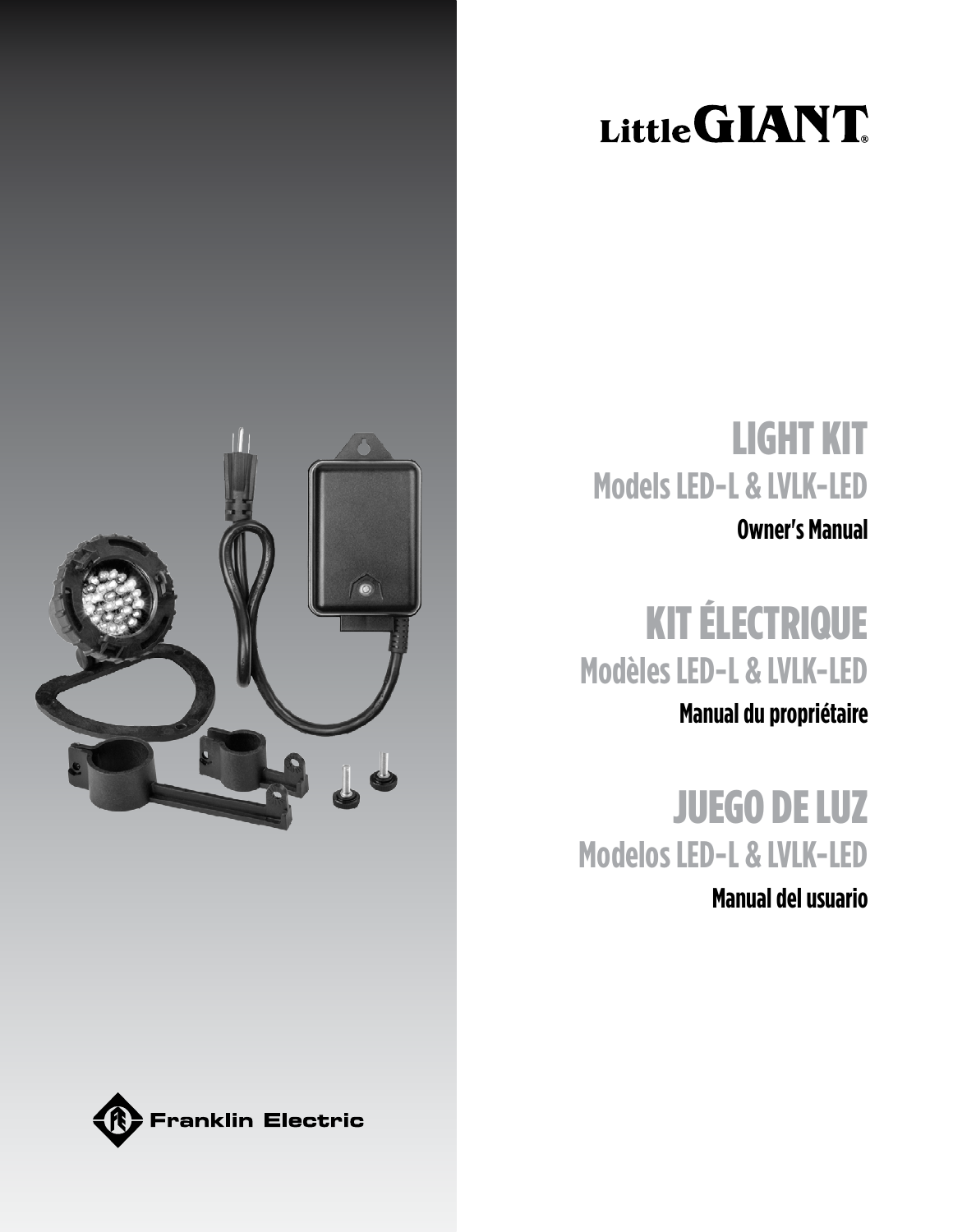Little GIANT®

# LIGHT KIT

## Models LED-L & LVLK-LED

**Owner's Manual**

# KIT ÉLECTRIQUE

## Modèles LED-L & LVLK-LED

**Manual du propriétaire**

# JUEGO DE LUZ

## Modelos LED-L & LVLK-LED

**Manual del usuario**

Franklin Electric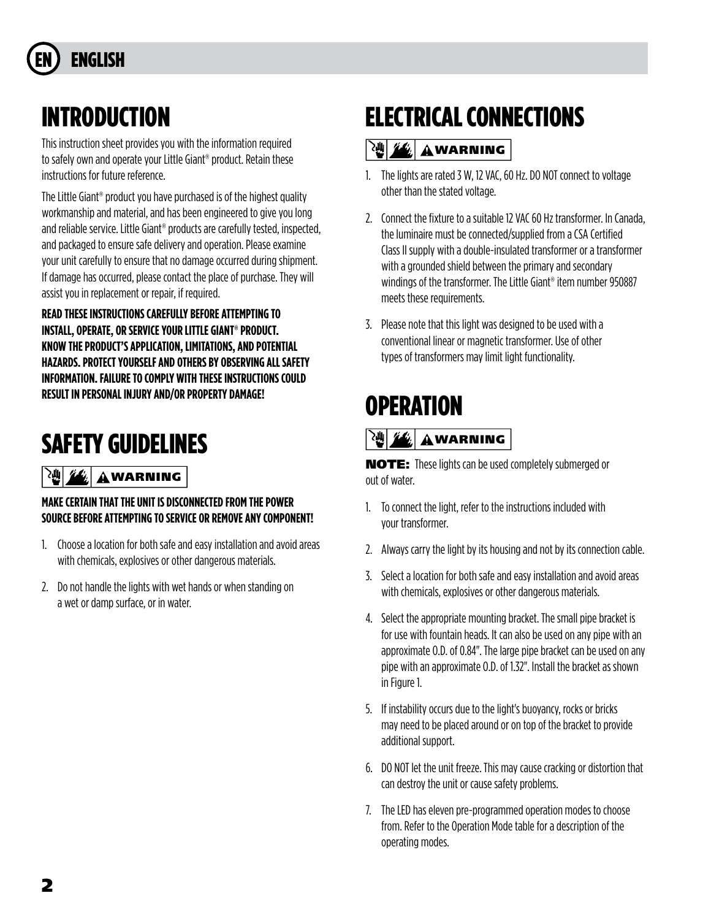# INTRODUCTION

This instruction sheet provides you with the information required to safely own and operate your Little Giant® product. Retain these instructions for future reference.

The Little Giant® product you have purchased is of the highest quality workmanship and material, and has been engineered to give you long and reliable service. Little Giant® products are carefully tested, inspected, and packaged to ensure safe delivery and operation. Please examine your unit carefully to ensure that no damage occurred during shipment. If damage has occurred, please contact the place of purchase. They will assist you in replacement or repair, if required.

**READ THESE INSTRUCTIONS CAREFULLY BEFORE ATTEMPTING TO INSTALL, OPERATE, OR SERVICE YOUR LITTLE GIANT® PRODUCT. KNOW THE PRODUCT'S APPLICATION, LIMITATIONS, AND POTENTIAL HAZARDS. PROTECT YOURSELF AND OTHERS BY OBSERVING ALL SAFETY INFORMATION. FAILURE TO COMPLY WITH THESE INSTRUCTIONS COULD RESULT IN PERSONAL INJURY AND/OR PROPERTY DAMAGE!**

# SAFETY GUIDELINES

**WARNING**

**MAKE CERTAIN THAT THE UNIT IS DISCONNECTED FROM THE POWER SOURCE BEFORE ATTEMPTING TO SERVICE OR REMOVE ANY COMPONENT!**

1. Choose a location for both safe and easy installation and avoid areas with chemicals, explosives or other dangerous materials.
2. Do not handle the lights with wet hands or when standing on a wet or damp surface, or in water.

# ELECTRICAL CONNECTIONS

**WARNING**

1. The lights are rated 3 W, 12 VAC, 60 Hz. DO NOT connect to voltage other than the stated voltage.
2. Connect the fixture to a suitable 12 VAC 60 Hz transformer. In Canada, the luminaire must be connected/supplied from a CSA Certified Class II supply with a double-insulated transformer or a transformer with a grounded shield between the primary and secondary windings of the transformer. The Little Giant® item number 950887 meets these requirements.
3. Please note that this light was designed to be used with a conventional linear or magnetic transformer. Use of other types of transformers may limit light functionality.

# OPERATION

**WARNING**

**NOTE:** These lights can be used completely submerged or out of water.

1. To connect the light, refer to the instructions included with your transformer.
2. Always carry the light by its housing and not by its connection cable.
3. Select a location for both safe and easy installation and avoid areas with chemicals, explosives or other dangerous materials.
4. Select the appropriate mounting bracket. The small pipe bracket is for use with fountain heads. It can also be used on any pipe with an approximate O.D. of 0.84". The large pipe bracket can be used on any pipe with an approximate O.D. of 1.32". Install the bracket as shown in Figure 1.
5. If instability occurs due to the light's buoyancy, rocks or bricks may need to be placed around or on top of the bracket to provide additional support.
6. DO NOT let the unit freeze. This may cause cracking or distortion that can destroy the unit or cause safety problems.
7. The LED has eleven pre-programmed operation modes to choose from. Refer to the Operation Mode table for a description of the operating modes.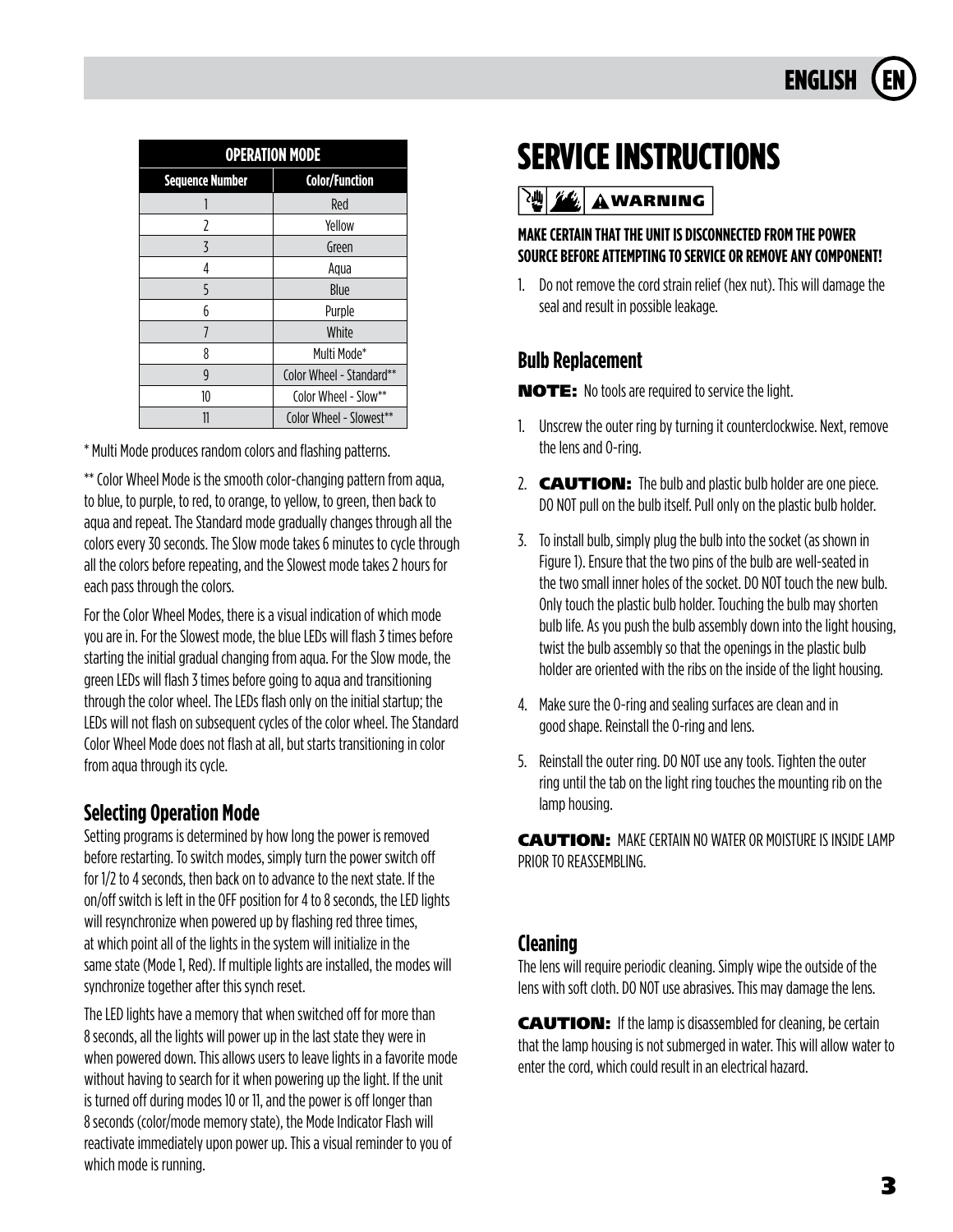| OPERATION MODE | |
|---|---|
| **Sequence Number** | **Color/Function** |
| 1 | Red |
| 2 | Yellow |
| 3 | Green |
| 4 | Aqua |
| 5 | Blue |
| 6 | Purple |
| 7 | White |
| 8 | Multi Mode* |
| 9 | Color Wheel - Standard** |
| 10 | Color Wheel - Slow** |
| 11 | Color Wheel - Slowest** |

* Multi Mode produces random colors and flashing patterns.

** Color Wheel Mode is the smooth color-changing pattern from aqua, to blue, to purple, to red, to orange, to yellow, to green, then back to aqua and repeat. The Standard mode gradually changes through all the colors every 30 seconds. The Slow mode takes 6 minutes to cycle through all the colors before repeating, and the Slowest mode takes 2 hours for each pass through the colors.

For the Color Wheel Modes, there is a visual indication of which mode you are in. For the Slowest mode, the blue LEDs will flash 3 times before starting the initial gradual changing from aqua. For the Slow mode, the green LEDs will flash 3 times before going to aqua and transitioning through the color wheel. The LEDs flash only on the initial startup; the LEDs will not flash on subsequent cycles of the color wheel. The Standard Color Wheel Mode does not flash at all, but starts transitioning in color from aqua through its cycle.

### Selecting Operation Mode

Setting programs is determined by how long the power is removed before restarting. To switch modes, simply turn the power switch off for 1/2 to 4 seconds, then back on to advance to the next state. If the on/off switch is left in the OFF position for 4 to 8 seconds, the LED lights will resynchronize when powered up by flashing red three times, at which point all of the lights in the system will initialize in the same state (Mode 1, Red). If multiple lights are installed, the modes will synchronize together after this synch reset.

The LED lights have a memory that when switched off for more than 8 seconds, all the lights will power up in the last state they were in when powered down. This allows users to leave lights in a favorite mode without having to search for it when powering up the light. If the unit is turned off during modes 10 or 11, and the power is off longer than 8 seconds (color/mode memory state), the Mode Indicator Flash will reactivate immediately upon power up. This a visual reminder to you of which mode is running.

# SERVICE INSTRUCTIONS

**⚠ WARNING**

**MAKE CERTAIN THAT THE UNIT IS DISCONNECTED FROM THE POWER SOURCE BEFORE ATTEMPTING TO SERVICE OR REMOVE ANY COMPONENT!**

1. Do not remove the cord strain relief (hex nut). This will damage the seal and result in possible leakage.

### Bulb Replacement

**NOTE:** No tools are required to service the light.

1. Unscrew the outer ring by turning it counterclockwise. Next, remove the lens and O-ring.
2. **CAUTION:** The bulb and plastic bulb holder are one piece. DO NOT pull on the bulb itself. Pull only on the plastic bulb holder.
3. To install bulb, simply plug the bulb into the socket (as shown in Figure 1). Ensure that the two pins of the bulb are well-seated in the two small inner holes of the socket. DO NOT touch the new bulb. Only touch the plastic bulb holder. Touching the bulb may shorten bulb life. As you push the bulb assembly down into the light housing, twist the bulb assembly so that the openings in the plastic bulb holder are oriented with the ribs on the inside of the light housing.
4. Make sure the O-ring and sealing surfaces are clean and in good shape. Reinstall the O-ring and lens.
5. Reinstall the outer ring. DO NOT use any tools. Tighten the outer ring until the tab on the light ring touches the mounting rib on the lamp housing.

**CAUTION:** MAKE CERTAIN NO WATER OR MOISTURE IS INSIDE LAMP PRIOR TO REASSEMBLING.

### Cleaning

The lens will require periodic cleaning. Simply wipe the outside of the lens with soft cloth. DO NOT use abrasives. This may damage the lens.

**CAUTION:** If the lamp is disassembled for cleaning, be certain that the lamp housing is not submerged in water. This will allow water to enter the cord, which could result in an electrical hazard.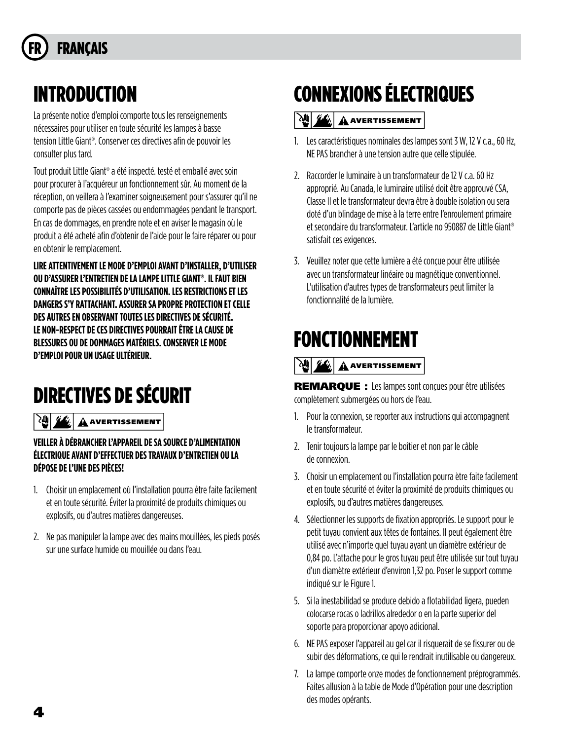# INTRODUCTION

La présente notice d'emploi comporte tous les renseignements nécessaires pour utiliser en toute sécurité les lampes à basse tension Little Giant®. Conserver ces directives afin de pouvoir les consulter plus tard.

Tout produit Little Giant® a été inspecté. testé et emballé avec soin pour procurer à l'acquéreur un fonctionnement sûr. Au moment de la réception, on veillera à l'examiner soigneusement pour s'assurer qu'il ne comporte pas de pièces cassées ou endommagées pendant le transport. En cas de dommages, en prendre note et en aviser le magasin où le produit a été acheté afin d'obtenir de l'aide pour le faire réparer ou pour en obtenir le remplacement.

**LIRE ATTENTIVEMENT LE MODE D'EMPLOI AVANT D'INSTALLER, D'UTILISER OU D'ASSURER L'ENTRETIEN DE LA LAMPE LITTLE GIANT®. IL FAUT BIEN CONNAÎTRE LES POSSIBILITÉS D'UTILISATION. LES RESTRICTIONS ET LES DANGERS S'Y RATTACHANT. ASSURER SA PROPRE PROTECTION ET CELLE DES AUTRES EN OBSERVANT TOUTES LES DIRECTIVES DE SÉCURITÉ. LE NON-RESPECT DE CES DIRECTIVES POURRAIT ÊTRE LA CAUSE DE BLESSURES OU DE DOMMAGES MATÉRIELS. CONSERVER LE MODE D'EMPLOI POUR UN USAGE ULTÉRIEUR.**

# DIRECTIVES DE SÉCURIT

**AVERTISSEMENT**

**VEILLER À DÉBRANCHER L'APPAREIL DE SA SOURCE D'ALIMENTATION ÉLECTRIQUE AVANT D'EFFECTUER DES TRAVAUX D'ENTRETIEN OU LA DÉPOSE DE L'UNE DES PIÈCES!**

1. Choisir un emplacement où l'installation pourra être faite facilement et en toute sécurité. Éviter la proximité de produits chimiques ou explosifs, ou d'autres matières dangereuses.
2. Ne pas manipuler la lampe avec des mains mouillées, les pieds posés sur une surface humide ou mouillée ou dans l'eau.

# CONNEXIONS ÉLECTRIQUES

**AVERTISSEMENT**

1. Les caractéristiques nominales des lampes sont 3 W, 12 V c.a., 60 Hz, NE PAS brancher à une tension autre que celle stipulée.
2. Raccorder le luminaire à un transformateur de 12 V c.a. 60 Hz approprié. Au Canada, le luminaire utilisé doit être approuvé CSA, Classe II et le transformateur devra être à double isolation ou sera doté d'un blindage de mise à la terre entre l'enroulement primaire et secondaire du transformateur. L'article no 950887 de Little Giant® satisfait ces exigences.
3. Veuillez noter que cette lumière a été conçue pour être utilisée avec un transformateur linéaire ou magnétique conventionnel. L'utilisation d'autres types de transformateurs peut limiter la fonctionnalité de la lumière.

# FONCTIONNEMENT

**AVERTISSEMENT**

**REMARQUE :** Les lampes sont conçues pour être utilisées complètement submergées ou hors de l'eau.

1. Pour la connexion, se reporter aux instructions qui accompagnent le transformateur.
2. Tenir toujours la lampe par le boîtier et non par le câble de connexion.
3. Choisir un emplacement ou l'installation pourra ètre faite facilement et en toute sécurité et éviter la proximité de produits chimiques ou explosifs, ou d'autres matières dangereuses.
4. Sélectionner les supports de fixation appropriés. Le support pour le petit tuyau convient aux têtes de fontaines. Il peut également être utilisé avec n'importe quel tuyau ayant un diamètre extérieur de 0,84 po. L'attache pour le gros tuyau peut être utilisée sur tout tuyau d'un diamètre extérieur d'environ 1,32 po. Poser le support comme indiqué sur le Figure 1.
5. Si la inestabilidad se produce debido a flotabilidad ligera, pueden colocarse rocas o ladrillos alrededor o en la parte superior del soporte para proporcionar apoyo adicional.
6. NE PAS exposer l'appareil au gel car il risquerait de se fissurer ou de subir des déformations, ce qui le rendrait inutilisable ou dangereux.
7. La lampe comporte onze modes de fonctionnement préprogrammés. Faites allusion à la table de Mode d'Opération pour une description des modes opérants.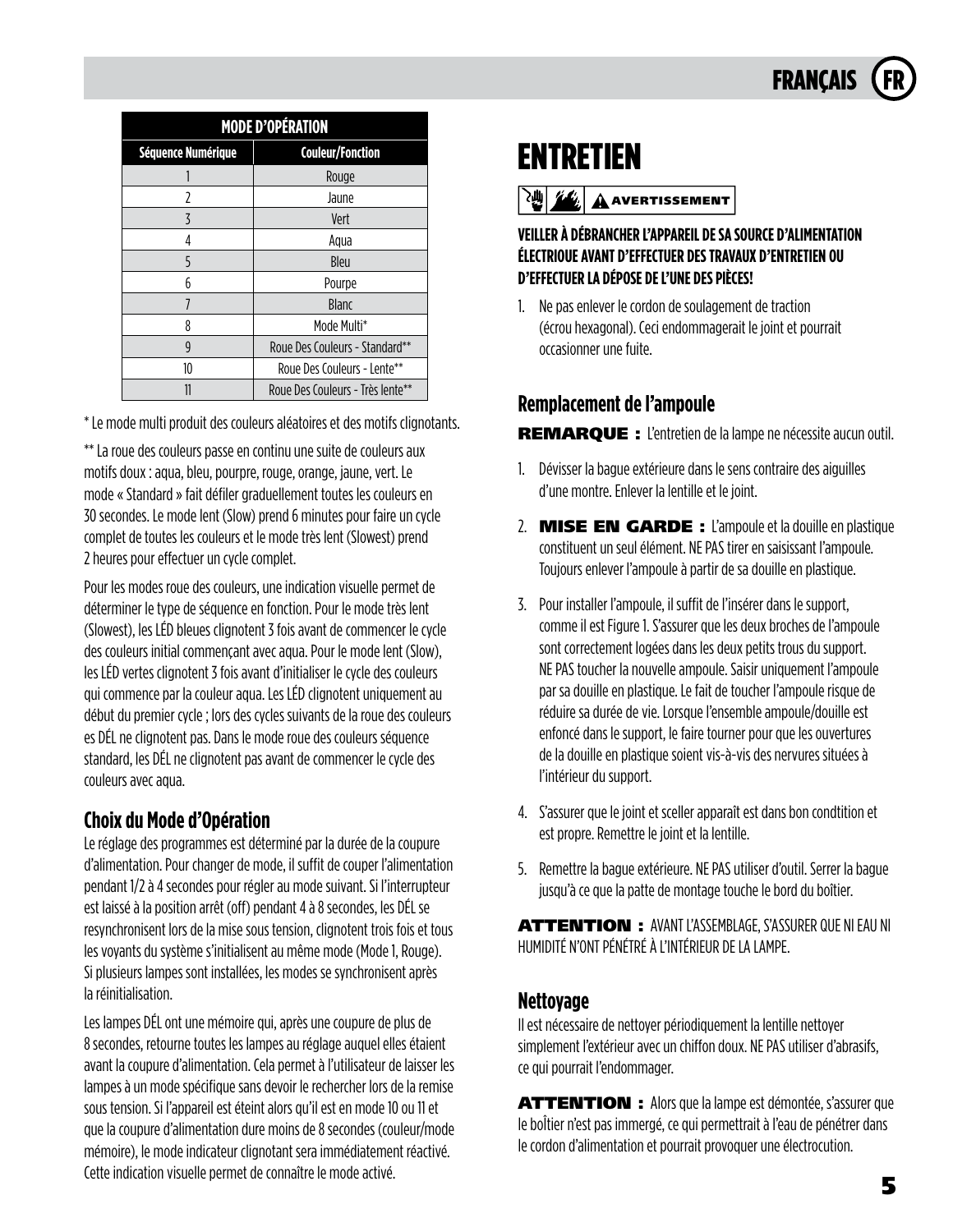| MODE D'OPÉRATION | |
|---|---|
| **Séquence Numérique** | **Couleur/Fonction** |
| 1 | Rouge |
| 2 | Jaune |
| 3 | Vert |
| 4 | Aqua |
| 5 | Bleu |
| 6 | Pourpe |
| 7 | Blanc |
| 8 | Mode Multi* |
| 9 | Roue Des Couleurs - Standard** |
| 10 | Roue Des Couleurs - Lente** |
| 11 | Roue Des Couleurs - Très lente** |

* Le mode multi produit des couleurs aléatoires et des motifs clignotants.

** La roue des couleurs passe en continu une suite de couleurs aux motifs doux : aqua, bleu, pourpre, rouge, orange, jaune, vert. Le mode « Standard » fait défiler graduellement toutes les couleurs en 30 secondes. Le mode lent (Slow) prend 6 minutes pour faire un cycle complet de toutes les couleurs et le mode très lent (Slowest) prend 2 heures pour effectuer un cycle complet.

Pour les modes roue des couleurs, une indication visuelle permet de déterminer le type de séquence en fonction. Pour le mode très lent (Slowest), les LÉD bleues clignotent 3 fois avant de commencer le cycle des couleurs initial commençant avec aqua. Pour le mode lent (Slow), les LÉD vertes clignotent 3 fois avant d'initialiser le cycle des couleurs qui commence par la couleur aqua. Les LÉD clignotent uniquement au début du premier cycle ; lors des cycles suivants de la roue des couleurs es DÉL ne clignotent pas. Dans le mode roue des couleurs séquence standard, les DÉL ne clignotent pas avant de commencer le cycle des couleurs avec aqua.

## Choix du Mode d'Opération

Le réglage des programmes est déterminé par la durée de la coupure d'alimentation. Pour changer de mode, il suffit de couper l'alimentation pendant 1/2 à 4 secondes pour régler au mode suivant. Si l'interrupteur est laissé à la position arrêt (off) pendant 4 à 8 secondes, les DÉL se resynchronisent lors de la mise sous tension, clignotent trois fois et tous les voyants du système s'initialisent au même mode (Mode 1, Rouge). Si plusieurs lampes sont installées, les modes se synchronisent après la réinitialisation.

Les lampes DÉL ont une mémoire qui, après une coupure de plus de 8 secondes, retourne toutes les lampes au réglage auquel elles étaient avant la coupure d'alimentation. Cela permet à l'utilisateur de laisser les lampes à un mode spécifique sans devoir le rechercher lors de la remise sous tension. Si l'appareil est éteint alors qu'il est en mode 10 ou 11 et que la coupure d'alimentation dure moins de 8 secondes (couleur/mode mémoire), le mode indicateur clignotant sera immédiatement réactivé. Cette indication visuelle permet de connaître le mode activé.

# ENTRETIEN

**⚠ AVERTISSEMENT**

**VEILLER À DÉBRANCHER L'APPAREIL DE SA SOURCE D'ALIMENTATION ÉLECTRIQUE AVANT D'EFFECTUER DES TRAVAUX D'ENTRETIEN OU D'EFFECTUER LA DÉPOSE DE L'UNE DES PIÈCES!**

1. Ne pas enlever le cordon de soulagement de traction (écrou hexagonal). Ceci endommagerait le joint et pourrait occasionner une fuite.

## Remplacement de l'ampoule

**REMARQUE :** L'entretien de la lampe ne nécessite aucun outil.

1. Dévisser la bague extérieure dans le sens contraire des aiguilles d'une montre. Enlever la lentille et le joint.
2. **MISE EN GARDE :** L'ampoule et la douille en plastique constituent un seul élément. NE PAS tirer en saisissant l'ampoule. Toujours enlever l'ampoule à partir de sa douille en plastique.
3. Pour installer l'ampoule, il suffit de l'insérer dans le support, comme il est Figure 1. S'assurer que les deux broches de l'ampoule sont correctement logées dans les deux petits trous du support. NE PAS toucher la nouvelle ampoule. Saisir uniquement l'ampoule par sa douille en plastique. Le fait de toucher l'ampoule risque de réduire sa durée de vie. Lorsque l'ensemble ampoule/douille est enfoncé dans le support, le faire tourner pour que les ouvertures de la douille en plastique soient vis-à-vis des nervures situées à l'intérieur du support.
4. S'assurer que le joint et sceller apparaît est dans bon condtition et est propre. Remettre le joint et la lentille.
5. Remettre la bague extérieure. NE PAS utiliser d'outil. Serrer la bague jusqu'à ce que la patte de montage touche le bord du boîtier.

**ATTENTION :** AVANT L'ASSEMBLAGE, S'ASSURER QUE NI EAU NI HUMIDITÉ N'ONT PÉNÉTRÉ À L'INTÉRIEUR DE LA LAMPE.

## Nettoyage

Il est nécessaire de nettoyer périodiquement la lentille nettoyer simplement l'extérieur avec un chiffon doux. NE PAS utiliser d'abrasifs, ce qui pourrait l'endommager.

**ATTENTION :** Alors que la lampe est démontée, s'assurer que le boÎtier n'est pas immergé, ce qui permettrait à l'eau de pénétrer dans le cordon d'alimentation et pourrait provoquer une électrocution.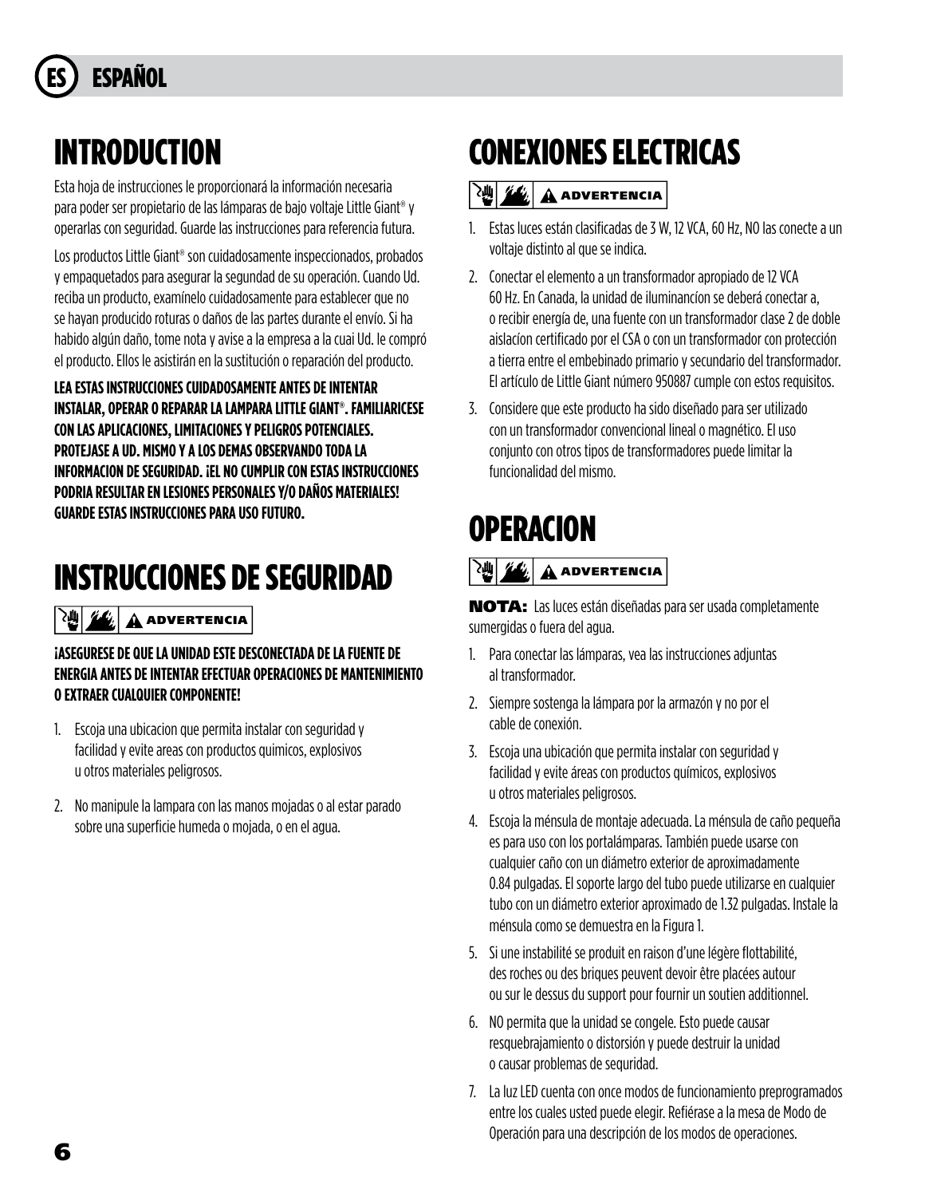# ESPAÑOL

## INTRODUCTION

Esta hoja de instrucciones le proporcionará la información necesaria para poder ser propietario de las lámparas de bajo voltaje Little Giant® y operarlas con seguridad. Guarde las instrucciones para referencia futura.

Los productos Little Giant® son cuidadosamente inspeccionados, probados y empaquetados para asegurar la segundad de su operación. Cuando Ud. reciba un producto, examínelo cuidadosamente para establecer que no se hayan producido roturas o daños de las partes durante el envío. Si ha habido algún daño, tome nota y avise a la empresa a la cuai Ud. le compró el producto. Ellos le asistirán en la sustitución o reparación del producto.

**LEA ESTAS INSTRUCCIONES CUIDADOSAMENTE ANTES DE INTENTAR INSTALAR, OPERAR O REPARAR LA LAMPARA LITTLE GIANT®. FAMILIARICESE CON LAS APLICACIONES, LIMITACIONES Y PELIGROS POTENCIALES. PROTEJASE A UD. MISMO Y A LOS DEMAS OBSERVANDO TODA LA INFORMACION DE SEGURIDAD. ¡EL NO CUMPLIR CON ESTAS INSTRUCCIONES PODRIA RESULTAR EN LESIONES PERSONALES Y/O DAÑOS MATERIALES! GUARDE ESTAS INSTRUCCIONES PARA USO FUTURO.**

## INSTRUCCIONES DE SEGURIDAD

**⚠ ADVERTENCIA**

**¡ASEGURESE DE QUE LA UNIDAD ESTE DESCONECTADA DE LA FUENTE DE ENERGIA ANTES DE INTENTAR EFECTUAR OPERACIONES DE MANTENIMIENTO O EXTRAER CUALQUIER COMPONENTE!**

1. Escoja una ubicacion que permita instalar con seguridad y facilidad y evite areas con productos quimicos, explosivos u otros materiales peligrosos.
2. No manipule la lampara con las manos mojadas o al estar parado sobre una superficie humeda o mojada, o en el agua.

## CONEXIONES ELECTRICAS

**⚠ ADVERTENCIA**

1. Estas luces están clasificadas de 3 W, 12 VCA, 60 Hz, NO las conecte a un voltaje distinto al que se indica.
2. Conectar el elemento a un transformador apropiado de 12 VCA 60 Hz. En Canada, la unidad de iluminancíon se deberá conectar a, o recibir energía de, una fuente con un transformador clase 2 de doble aislacíon certificado por el CSA o con un transformador con protección a tierra entre el embebinado primario y secundario del transformador. El artículo de Little Giant número 950887 cumple con estos requisitos.
3. Considere que este producto ha sido diseñado para ser utilizado con un transformador convencional lineal o magnético. El uso conjunto con otros tipos de transformadores puede limitar la funcionalidad del mismo.

## OPERACION

**⚠ ADVERTENCIA**

**NOTA:** Las luces están diseñadas para ser usada completamente sumergidas o fuera del agua.

1. Para conectar las lámparas, vea las instrucciones adjuntas al transformador.
2. Siempre sostenga la lámpara por la armazón y no por el cable de conexión.
3. Escoja una ubicación que permita instalar con seguridad y facilidad y evite áreas con productos químicos, explosivos u otros materiales peligrosos.
4. Escoja la ménsula de montaje adecuada. La ménsula de caño pequeña es para uso con los portalámparas. También puede usarse con cualquier caño con un diámetro exterior de aproximadamente 0.84 pulgadas. El soporte largo del tubo puede utilizarse en cualquier tubo con un diámetro exterior aproximado de 1.32 pulgadas. Instale la ménsula como se demuestra en la Figura 1.
5. Si une instabilité se produit en raison d'une légère flottabilité, des roches ou des briques peuvent devoir être placées autour ou sur le dessus du support pour fournir un soutien additionnel.
6. NO permita que la unidad se congele. Esto puede causar resquebrajamiento o distorsión y puede destruir la unidad o causar problemas de seguridad.
7. La luz LED cuenta con once modos de funcionamiento preprogramados entre los cuales usted puede elegir. Refiérase a la mesa de Modo de Operación para una descripción de los modos de operaciones.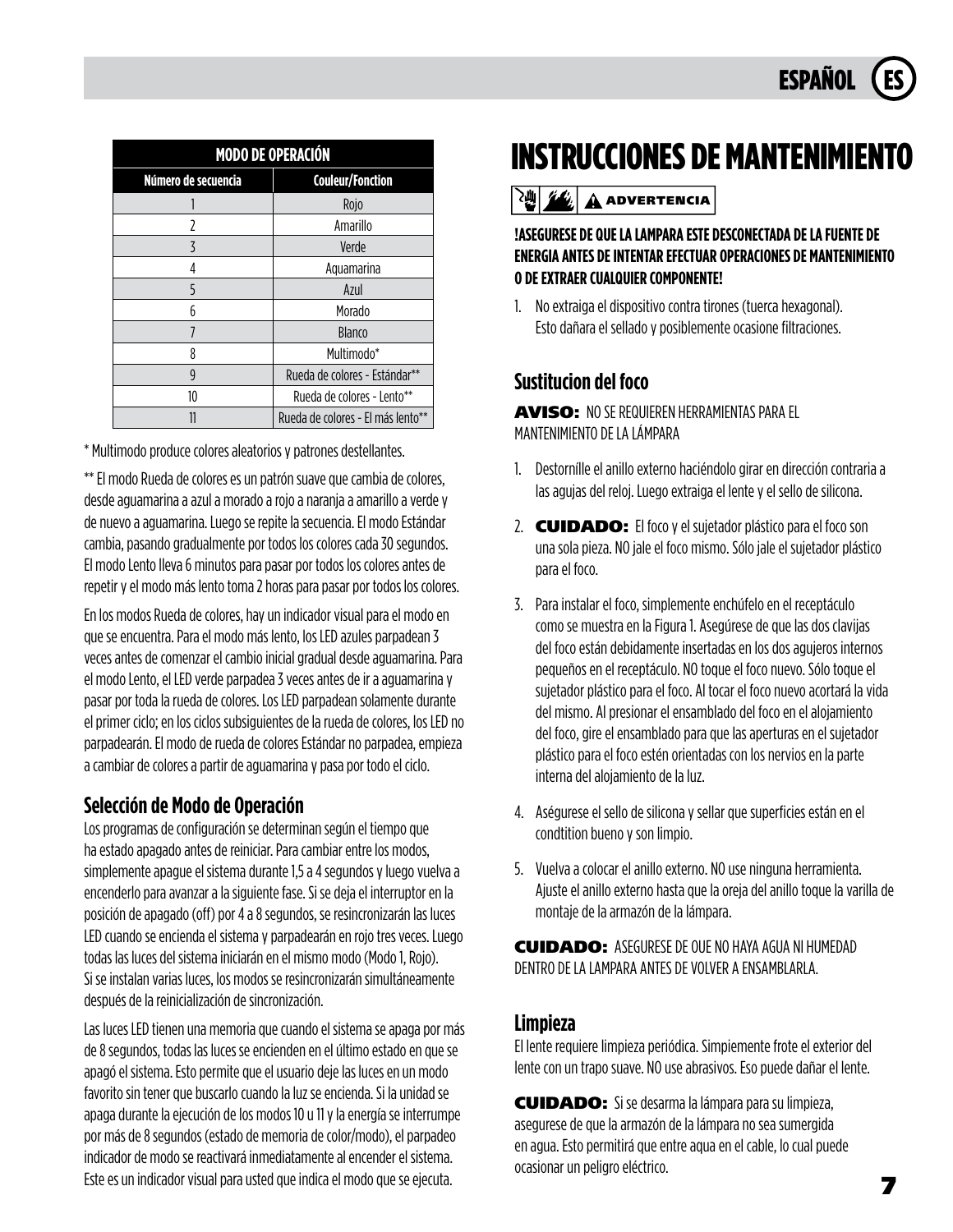| MODO DE OPERACIÓN | |
|---|---|
| **Número de secuencia** | **Couleur/Fonction** |
| 1 | Rojo |
| 2 | Amarillo |
| 3 | Verde |
| 4 | Aquamarina |
| 5 | Azul |
| 6 | Morado |
| 7 | Blanco |
| 8 | Multimodo* |
| 9 | Rueda de colores - Estándar** |
| 10 | Rueda de colores - Lento** |
| 11 | Rueda de colores - El más lento** |

* Multimodo produce colores aleatorios y patrones destellantes.

** El modo Rueda de colores es un patrón suave que cambia de colores, desde aguamarina a azul a morado a rojo a naranja a amarillo a verde y de nuevo a aguamarina. Luego se repite la secuencia. El modo Estándar cambia, pasando gradualmente por todos los colores cada 30 segundos. El modo Lento lleva 6 minutos para pasar por todos los colores antes de repetir y el modo más lento toma 2 horas para pasar por todos los colores.

En los modos Rueda de colores, hay un indicador visual para el modo en que se encuentra. Para el modo más lento, los LED azules parpadean 3 veces antes de comenzar el cambio inicial gradual desde aguamarina. Para el modo Lento, el LED verde parpadea 3 veces antes de ir a aguamarina y pasar por toda la rueda de colores. Los LED parpadean solamente durante el primer ciclo; en los ciclos subsiguientes de la rueda de colores, los LED no parpadearán. El modo de rueda de colores Estándar no parpadea, empieza a cambiar de colores a partir de aguamarina y pasa por todo el ciclo.

## Selección de Modo de Operación

Los programas de configuración se determinan según el tiempo que ha estado apagado antes de reiniciar. Para cambiar entre los modos, simplemente apague el sistema durante 1,5 a 4 segundos y luego vuelva a encenderlo para avanzar a la siguiente fase. Si se deja el interruptor en la posición de apagado (off) por 4 a 8 segundos, se resincronizarán las luces LED cuando se encienda el sistema y parpadearán en rojo tres veces. Luego todas las luces del sistema iniciarán en el mismo modo (Modo 1, Rojo). Si se instalan varias luces, los modos se resincronizarán simultáneamente después de la reinicialización de sincronización.

Las luces LED tienen una memoria que cuando el sistema se apaga por más de 8 segundos, todas las luces se encienden en el último estado en que se apagó el sistema. Esto permite que el usuario deje las luces en un modo favorito sin tener que buscarlo cuando la luz se encienda. Si la unidad se apaga durante la ejecución de los modos 10 u 11 y la energía se interrumpe por más de 8 segundos (estado de memoria de color/modo), el parpadeo indicador de modo se reactivará inmediatamente al encender el sistema. Este es un indicador visual para usted que indica el modo que se ejecuta.

# INSTRUCCIONES DE MANTENIMIENTO

**⚠ ADVERTENCIA**

**!ASEGURESE DE QUE LA LAMPARA ESTE DESCONECTADA DE LA FUENTE DE ENERGIA ANTES DE INTENTAR EFECTUAR OPERACIONES DE MANTENIMIENTO O DE EXTRAER CUALQUIER COMPONENTE!**

1. No extraiga el dispositivo contra tirones (tuerca hexagonal). Esto dañara el sellado y posiblemente ocasione filtraciones.

## Sustitucion del foco

**AVISO:** NO SE REQUIEREN HERRAMIENTAS PARA EL MANTENIMIENTO DE LA LÁMPARA

1. Destornílle el anillo externo haciéndolo girar en dirección contraria a las agujas del reloj. Luego extraiga el lente y el sello de silicona.
2. **CUIDADO:** El foco y el sujetador plástico para el foco son una sola pieza. NO jale el foco mismo. Sólo jale el sujetador plástico para el foco.
3. Para instalar el foco, simplemente enchúfelo en el receptáculo como se muestra en la Figura 1. Asegúrese de que las dos clavijas del foco están debidamente insertadas en los dos agujeros internos pequeños en el receptáculo. NO toque el foco nuevo. Sólo toque el sujetador plástico para el foco. Al tocar el foco nuevo acortará la vida del mismo. Al presionar el ensamblado del foco en el alojamiento del foco, gire el ensamblado para que las aperturas en el sujetador plástico para el foco estén orientadas con los nervios en la parte interna del alojamiento de la luz.
4. Aségurese el sello de silicona y sellar que superficies están en el condtition bueno y son limpio.
5. Vuelva a colocar el anillo externo. NO use ninguna herramienta. Ajuste el anillo externo hasta que la oreja del anillo toque la varilla de montaje de la armazón de la lámpara.

**CUIDADO:** ASEGURESE DE OUE NO HAYA AGUA NI HUMEDAD DENTRO DE LA LAMPARA ANTES DE VOLVER A ENSAMBLARLA.

## Limpieza

El lente requiere limpieza periódica. Simpiemente frote el exterior del lente con un trapo suave. NO use abrasivos. Eso puede dañar el lente.

**CUIDADO:** Si se desarma la lámpara para su limpieza, asegurese de que la armazón de la lámpara no sea sumergida en agua. Esto permitirá que entre aqua en el cable, lo cual puede ocasionar un peligro eléctrico.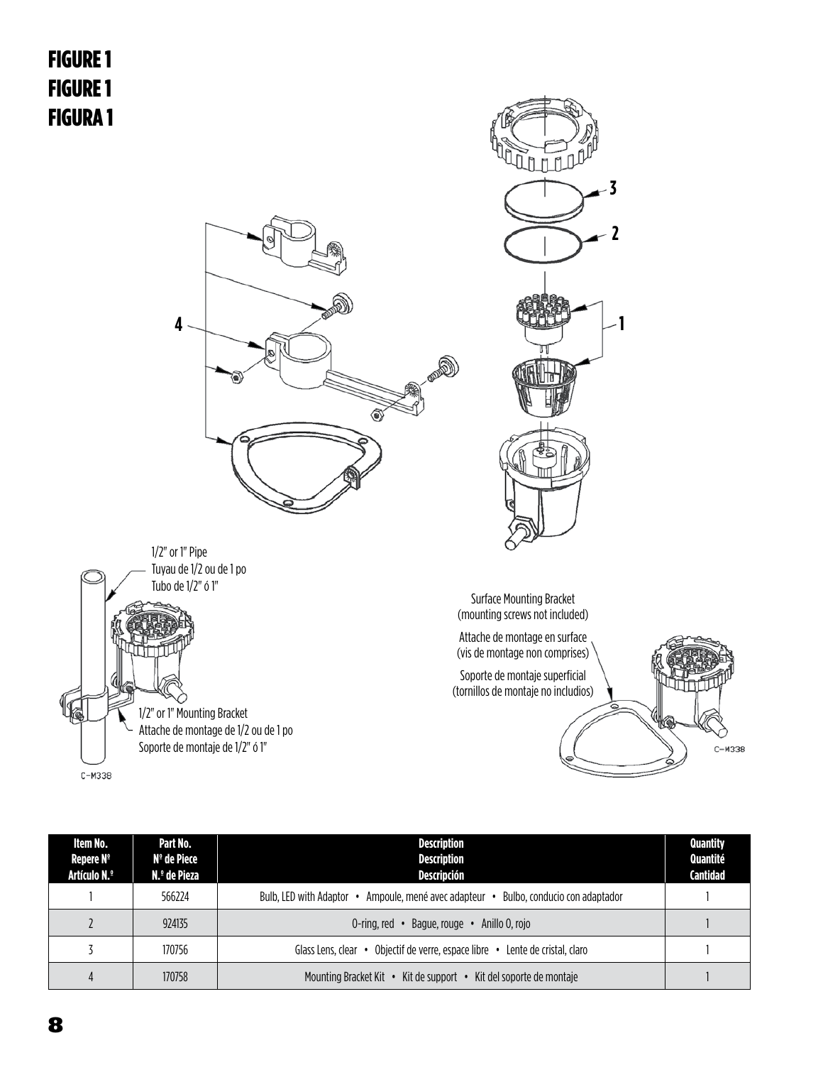# FIGURE 1
# FIGURE 1
# FIGURA 1

1/2" or 1" Pipe
Tuyau de 1/2 ou de 1 po
Tubo de 1/2" ó 1"

1/2" or 1" Mounting Bracket
Attache de montage de 1/2 ou de 1 po
Soporte de montaje de 1/2" ó 1"

Surface Mounting Bracket
(mounting screws not included)

Attache de montage en surface
(vis de montage non comprises)

Soporte de montaje superficial
(tornillos de montaje no incluidos)

| Item No.<br>Repere Nº<br>Artículo N.º | Part No.<br>Nº de Piece<br>N.º de Pieza | Description<br>Description<br>Descripción | Quantity<br>Quantité<br>Cantidad |
|---|---|---|---|
| 1 | 566224 | Bulb, LED with Adaptor • Ampoule, mené avec adapteur • Bulbo, conducio con adaptador | 1 |
| 2 | 924135 | O-ring, red • Bague, rouge • Anillo O, rojo | 1 |
| 3 | 170756 | Glass Lens, clear • Objectif de verre, espace libre • Lente de cristal, claro | 1 |
| 4 | 170758 | Mounting Bracket Kit • Kit de support • Kit del soporte de montaje | 1 |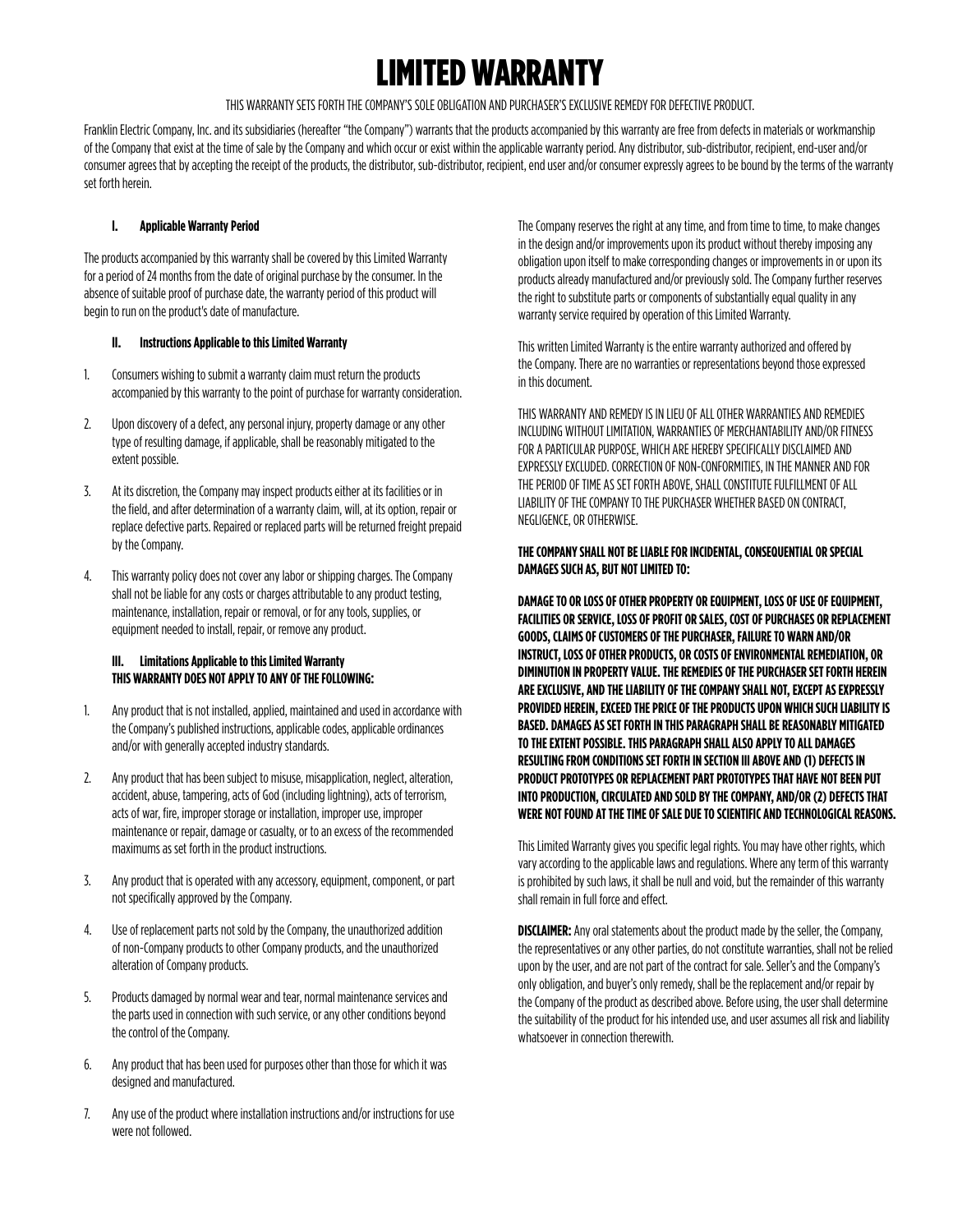# LIMITED WARRANTY

THIS WARRANTY SETS FORTH THE COMPANY'S SOLE OBLIGATION AND PURCHASER'S EXCLUSIVE REMEDY FOR DEFECTIVE PRODUCT.

Franklin Electric Company, Inc. and its subsidiaries (hereafter "the Company") warrants that the products accompanied by this warranty are free from defects in materials or workmanship of the Company that exist at the time of sale by the Company and which occur or exist within the applicable warranty period. Any distributor, sub-distributor, recipient, end-user and/or consumer agrees that by accepting the receipt of the products, the distributor, sub-distributor, recipient, end user and/or consumer expressly agrees to be bound by the terms of the warranty set forth herein.

### I. Applicable Warranty Period

The products accompanied by this warranty shall be covered by this Limited Warranty for a period of 24 months from the date of original purchase by the consumer. In the absence of suitable proof of purchase date, the warranty period of this product will begin to run on the product's date of manufacture.

### II. Instructions Applicable to this Limited Warranty

1. Consumers wishing to submit a warranty claim must return the products accompanied by this warranty to the point of purchase for warranty consideration.
2. Upon discovery of a defect, any personal injury, property damage or any other type of resulting damage, if applicable, shall be reasonably mitigated to the extent possible.
3. At its discretion, the Company may inspect products either at its facilities or in the field, and after determination of a warranty claim, will, at its option, repair or replace defective parts. Repaired or replaced parts will be returned freight prepaid by the Company.
4. This warranty policy does not cover any labor or shipping charges. The Company shall not be liable for any costs or charges attributable to any product testing, maintenance, installation, repair or removal, or for any tools, supplies, or equipment needed to install, repair, or remove any product.

### III. Limitations Applicable to this Limited Warranty

**THIS WARRANTY DOES NOT APPLY TO ANY OF THE FOLLOWING:**

1. Any product that is not installed, applied, maintained and used in accordance with the Company's published instructions, applicable codes, applicable ordinances and/or with generally accepted industry standards.
2. Any product that has been subject to misuse, misapplication, neglect, alteration, accident, abuse, tampering, acts of God (including lightning), acts of terrorism, acts of war, fire, improper storage or installation, improper use, improper maintenance or repair, damage or casualty, or to an excess of the recommended maximums as set forth in the product instructions.
3. Any product that is operated with any accessory, equipment, component, or part not specifically approved by the Company.
4. Use of replacement parts not sold by the Company, the unauthorized addition of non-Company products to other Company products, and the unauthorized alteration of Company products.
5. Products damaged by normal wear and tear, normal maintenance services and the parts used in connection with such service, or any other conditions beyond the control of the Company.
6. Any product that has been used for purposes other than those for which it was designed and manufactured.
7. Any use of the product where installation instructions and/or instructions for use were not followed.

The Company reserves the right at any time, and from time to time, to make changes in the design and/or improvements upon its product without thereby imposing any obligation upon itself to make corresponding changes or improvements in or upon its products already manufactured and/or previously sold. The Company further reserves the right to substitute parts or components of substantially equal quality in any warranty service required by operation of this Limited Warranty.

This written Limited Warranty is the entire warranty authorized and offered by the Company. There are no warranties or representations beyond those expressed in this document.

THIS WARRANTY AND REMEDY IS IN LIEU OF ALL OTHER WARRANTIES AND REMEDIES INCLUDING WITHOUT LIMITATION, WARRANTIES OF MERCHANTABILITY AND/OR FITNESS FOR A PARTICULAR PURPOSE, WHICH ARE HEREBY SPECIFICALLY DISCLAIMED AND EXPRESSLY EXCLUDED. CORRECTION OF NON-CONFORMITIES, IN THE MANNER AND FOR THE PERIOD OF TIME AS SET FORTH ABOVE, SHALL CONSTITUTE FULFILLMENT OF ALL LIABILITY OF THE COMPANY TO THE PURCHASER WHETHER BASED ON CONTRACT, NEGLIGENCE, OR OTHERWISE.

**THE COMPANY SHALL NOT BE LIABLE FOR INCIDENTAL, CONSEQUENTIAL OR SPECIAL DAMAGES SUCH AS, BUT NOT LIMITED TO:**

**DAMAGE TO OR LOSS OF OTHER PROPERTY OR EQUIPMENT, LOSS OF USE OF EQUIPMENT, FACILITIES OR SERVICE, LOSS OF PROFIT OR SALES, COST OF PURCHASES OR REPLACEMENT GOODS, CLAIMS OF CUSTOMERS OF THE PURCHASER, FAILURE TO WARN AND/OR INSTRUCT, LOSS OF OTHER PRODUCTS, OR COSTS OF ENVIRONMENTAL REMEDIATION, OR DIMINUTION IN PROPERTY VALUE. THE REMEDIES OF THE PURCHASER SET FORTH HEREIN ARE EXCLUSIVE, AND THE LIABILITY OF THE COMPANY SHALL NOT, EXCEPT AS EXPRESSLY PROVIDED HEREIN, EXCEED THE PRICE OF THE PRODUCTS UPON WHICH SUCH LIABILITY IS BASED. DAMAGES AS SET FORTH IN THIS PARAGRAPH SHALL BE REASONABLY MITIGATED TO THE EXTENT POSSIBLE. THIS PARAGRAPH SHALL ALSO APPLY TO ALL DAMAGES RESULTING FROM CONDITIONS SET FORTH IN SECTION III ABOVE AND (1) DEFECTS IN PRODUCT PROTOTYPES OR REPLACEMENT PART PROTOTYPES THAT HAVE NOT BEEN PUT INTO PRODUCTION, CIRCULATED AND SOLD BY THE COMPANY, AND/OR (2) DEFECTS THAT WERE NOT FOUND AT THE TIME OF SALE DUE TO SCIENTIFIC AND TECHNOLOGICAL REASONS.**

This Limited Warranty gives you specific legal rights. You may have other rights, which vary according to the applicable laws and regulations. Where any term of this warranty is prohibited by such laws, it shall be null and void, but the remainder of this warranty shall remain in full force and effect.

**DISCLAIMER:** Any oral statements about the product made by the seller, the Company, the representatives or any other parties, do not constitute warranties, shall not be relied upon by the user, and are not part of the contract for sale. Seller's and the Company's only obligation, and buyer's only remedy, shall be the replacement and/or repair by the Company of the product as described above. Before using, the user shall determine the suitability of the product for his intended use, and user assumes all risk and liability whatsoever in connection therewith.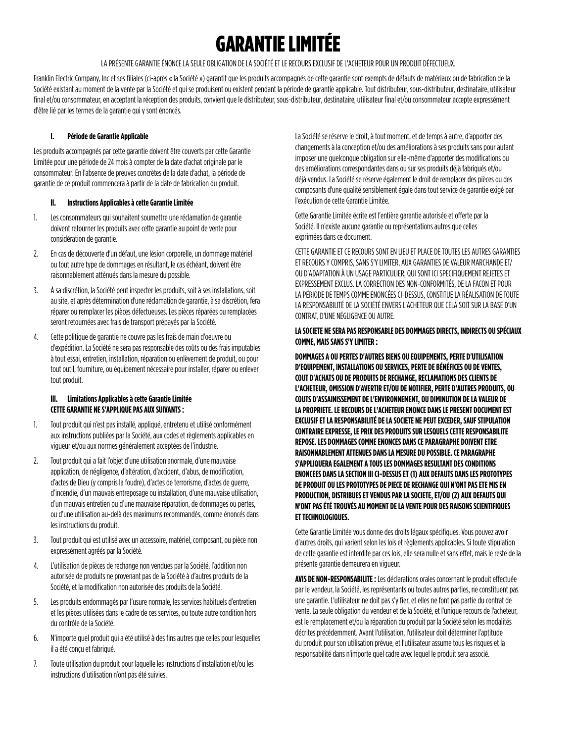# GARANTIE LIMITÉE

LA PRÉSENTE GARANTIE ÉNONCE LA SEULE OBLIGATION DE LA SOCIÉTÉ ET LE RECOURS EXCLUSIF DE L'ACHETEUR POUR UN PRODUIT DÉFECTUEUX.

Franklin Electric Company, Inc et ses filiales (ci-après « la Société ») garantit que les produits accompagnés de cette garantie sont exempts de défauts de matériaux ou de fabrication de la Société existant au moment de la vente par la Société et qui se produisent ou existent pendant la période de garantie applicable. Tout distributeur, sous-distributeur, destinataire, utilisateur final et/ou consommateur, en acceptant la réception des produits, convient que le distributeur, sous-distributeur, destinataire, utilisateur final et/ou consommateur accepte expressément d'être lié par les termes de la garantie qui y sont énoncés.

### I. Période de Garantie Applicable

Les produits accompagnés par cette garantie doivent être couverts par cette Garantie Limitée pour une période de 24 mois à compter de la date d'achat originale par le consommateur. En l'absence de preuves concrètes de la date d'achat, la période de garantie de ce produit commencera à partir de la date de fabrication du produit.

### II. Instructions Applicables à cette Garantie Limitée

1. Les consommateurs qui souhaitent soumettre une réclamation de garantie doivent retourner les produits avec cette garantie au point de vente pour considération de garantie.
2. En cas de découverte d'un défaut, une lésion corporelle, un dommage matériel ou tout autre type de dommages en résultant, le cas échéant, doivent être raisonnablement atténués dans la mesure du possible.
3. À sa discrétion, la Société peut inspecter les produits, soit à ses installations, soit au site, et après détermination d'une réclamation de garantie, à sa discrétion, fera réparer ou remplacer les pièces défectueuses. Les pièces réparées ou remplacées seront retournées avec frais de transport prépayés par la Société.
4. Cette politique de garantie ne couvre pas les frais de main d'oeuvre ou d'expédition. La Société ne sera pas responsable des coûts ou des frais imputables à tout essai, entretien, installation, réparation ou enlèvement de produit, ou pour tout outil, fourniture, ou équipement nécessaire pour installer, réparer ou enlever tout produit.

### III. Limitations Applicables à cette Garantie Limitée

**CETTE GARANTIE NE S'APPLIQUE PAS AUX SUIVANTS :**

1. Tout produit qui n'est pas installé, appliqué, entretenu et utilisé conformément aux instructions publiées par la Société, aux codes et règlements applicables en vigueur et/ou aux normes généralement acceptées de l'industrie.
2. Tout produit qui a fait l'objet d'une utilisation anormale, d'une mauvaise application, de négligence, d'altération, d'accident, d'abus, de modification, d'actes de Dieu (y compris la foudre), d'actes de terrorisme, d'actes de guerre, d'incendie, d'un mauvais entreposage ou installation, d'une mauvaise utilisation, d'un mauvais entretien ou d'une mauvaise réparation, de dommages ou pertes, ou d'une utilisation au-delà des maximums recommandés, comme énoncés dans les instructions du produit.
3. Tout produit qui est utilisé avec un accessoire, matériel, composant, ou pièce non expressément agréés par la Société.
4. L'utilisation de pièces de rechange non vendues par la Société, l'addition non autorisée de produits ne provenant pas de la Société à d'autres produits de la Société, et la modification non autorisée des produits de la Société.
5. Les produits endommagés par l'usure normale, les services habituels d'entretien et les pièces utilisées dans le cadre de ces services, ou toute autre condition hors du contrôle de la Société.
6. N'importe quel produit qui a été utilisé à des fins autres que celles pour lesquelles il a été conçu et fabriqué.
7. Toute utilisation du produit pour laquelle les instructions d'installation et/ou les instructions d'utilisation n'ont pas été suivies.

La Société se réserve le droit, à tout moment, et de temps à autre, d'apporter des changements à la conception et/ou des améliorations à ses produits sans pour autant imposer une quelconque obligation sur elle-même d'apporter des modifications ou des améliorations correspondantes dans ou sur ses produits déjà fabriqués et/ou déjà vendus. La Société se réserve également le droit de remplacer des pièces ou des composants d'une qualité sensiblement égale dans tout service de garantie exigé par l'exécution de cette Garantie Limitée.

Cette Garantie Limitée écrite est l'entière garantie autorisée et offerte par la Société. Il n'existe aucune garantie ou représentations autres que celles exprimées dans ce document.

CETTE GARANTIE ET CE RECOURS SONT EN LIEU ET PLACE DE TOUTES LES AUTRES GARANTIES ET RECOURS Y COMPRIS, SANS S'Y LIMITER, AUX GARANTIES DE VALEUR MARCHANDE ET/OU D'ADAPTATION À UN USAGE PARTICULIER, QUI SONT ICI SPECIFIQUEMENT REJETES ET EXPRESSEMENT EXCLUS. LA CORRECTION DES NON-CONFORMITÉS, DE LA FACON ET POUR LA PÉRIODE DE TEMPS COMME ENONCÉES CI-DESSUS, CONSTITUE LA RÉALISATION DE TOUTE LA RESPONSABILITÉ DE LA SOCIÉTÉ ENVERS L'ACHETEUR QUE CELA SOIT SUR LA BASE D'UN CONTRAT, D'UNE NÉGLIGENCE OU AUTRE.

**LA SOCIETE NE SERA PAS RESPONSABLE DES DOMMAGES DIRECTS, INDIRECTS OU SPÉCIAUX COMME, MAIS SANS S'Y LIMITER :**

**DOMMAGES A OU PERTES D'AUTRES BIENS OU EQUIPEMENTS, PERTE D'UTILISATION D'EQUIPEMENT, INSTALLATIONS OU SERVICES, PERTE DE BÉNÉFICES OU DE VENTES, COUT D'ACHATS OU DE PRODUITS DE RECHANGE, RECLAMATIONS DES CLIENTS DE L'ACHETEUR, OMISSION D'AVERTIR ET/OU DE NOTIFIER, PERTE D'AUTRES PRODUITS, OU COUTS D'ASSAINISSEMENT DE L'ENVIRONNEMENT, OU DIMINUTION DE LA VALEUR DE LA PROPRIETE. LE RECOURS DE L'ACHETEUR ENONCE DANS LE PRESENT DOCUMENT EST EXCLUSIF ET LA RESPONSABILITÉ DE LA SOCIETE NE PEUT EXCEDER, SAUF STIPULATION CONTRAIRE EXPRESSE, LE PRIX DES PRODUITS SUR LESQUELS CETTE RESPONSABILITE REPOSE. LES DOMMAGES COMME ENONCES DANS CE PARAGRAPHE DOIVENT ETRE RAISONNABLEMENT ATTENUES DANS LA MESURE DU POSSIBLE. CE PARAGRAPHE S'APPLIQUERA EGALEMENT A TOUS LES DOMMAGES RESULTANT DES CONDITIONS ENONCEES DANS LA SECTION III CI-DESSUS ET (1) AUX DEFAUTS DANS LES PROTOTYPES DE PRODUIT OU LES PROTOTYPES DE PIECE DE RECHANGE QUI N'ONT PAS ETE MIS EN PRODUCTION, DISTRIBUES ET VENDUS PAR LA SOCIETE, ET/OU (2) AUX DEFAUTS QUI N'ONT PAS ÉTÉ TROUVÉS AU MOMENT DE LA VENTE POUR DES RAISONS SCIENTIFIQUES ET TECHNOLOGIQUES.**

Cette Garantie Limitée vous donne des droits légaux spécifiques. Vous pouvez avoir d'autres droits, qui varient selon les lois et règlements applicables. Si toute stipulation de cette garantie est interdite par ces lois, elle sera nulle et sans effet, mais le reste de la présente garantie demeurera en vigueur.

**AVIS DE NON-RESPONSABILITE :** Les déclarations orales concernant le produit effectuée par le vendeur, la Société, les représentants ou toutes autres parties, ne constituent pas une garantie. L'utilisateur ne doit pas s'y fier, et elles ne font pas partie du contrat de vente. La seule obligation du vendeur et de la Société, et l'unique recours de l'acheteur, est le remplacement et/ou la réparation du produit par la Société selon les modalités décrites précédemment. Avant l'utilisation, l'utilisateur doit déterminer l'aptitude du produit pour son utilisation prévue, et l'utilisateur assume tous les risques et la responsabilité dans n'importe quel cadre avec lequel le produit sera associé.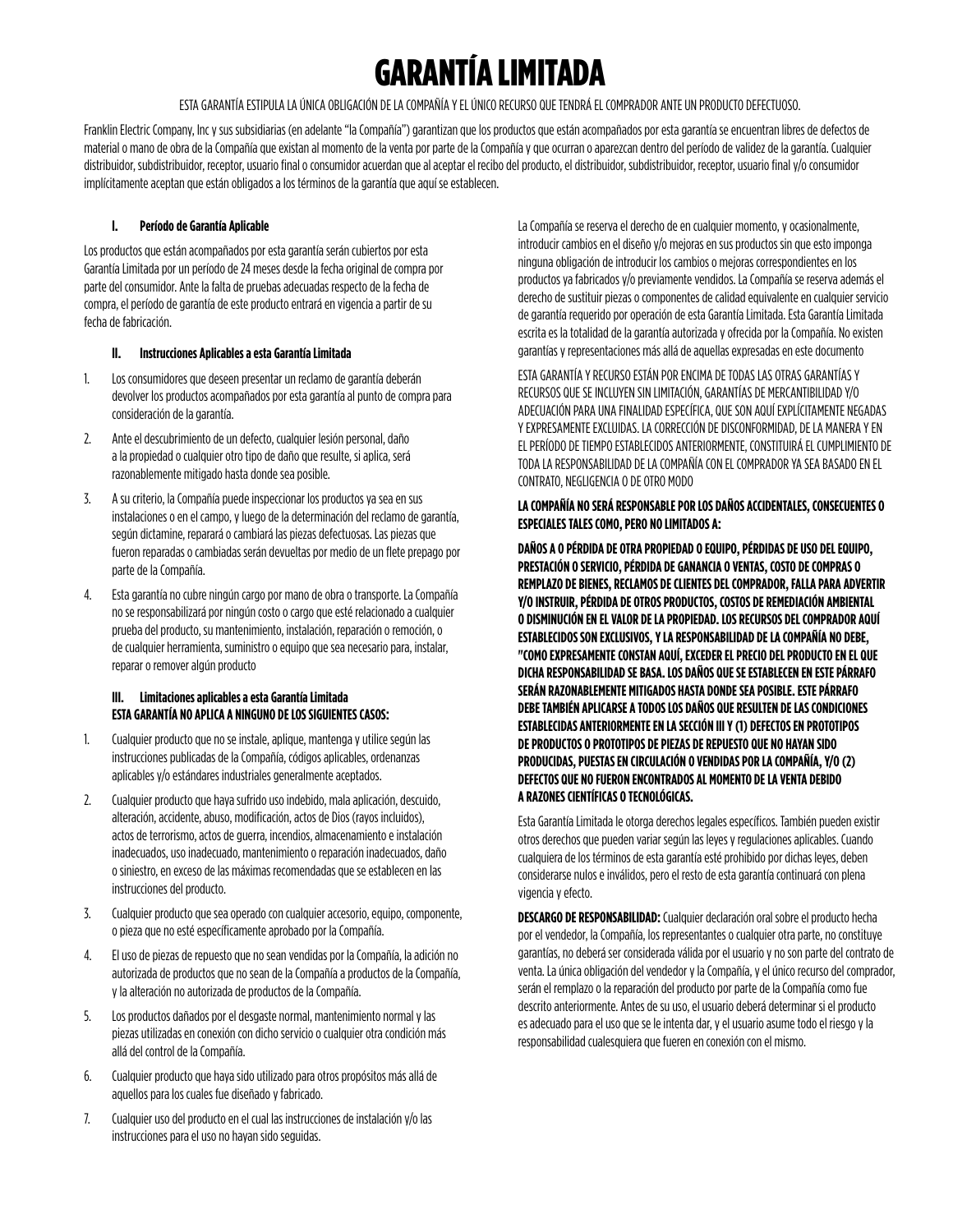# GARANTÍA LIMITADA

ESTA GARANTÍA ESTIPULA LA ÚNICA OBLIGACIÓN DE LA COMPAÑÍA Y EL ÚNICO RECURSO QUE TENDRÁ EL COMPRADOR ANTE UN PRODUCTO DEFECTUOSO.

Franklin Electric Company, Inc y sus subsidiarias (en adelante "la Compañía") garantizan que los productos que están acompañados por esta garantía se encuentran libres de defectos de material o mano de obra de la Compañía que existan al momento de la venta por parte de la Compañía y que ocurran o aparezcan dentro del período de validez de la garantía. Cualquier distribuidor, subdistribuidor, receptor, usuario final o consumidor acuerdan que al aceptar el recibo del producto, el distribuidor, subdistribuidor, receptor, usuario final y/o consumidor implícitamente aceptan que están obligados a los términos de la garantía que aquí se establecen.

### I. Período de Garantía Aplicable

Los productos que están acompañados por esta garantía serán cubiertos por esta Garantía Limitada por un período de 24 meses desde la fecha original de compra por parte del consumidor. Ante la falta de pruebas adecuadas respecto de la fecha de compra, el período de garantía de este producto entrará en vigencia a partir de su fecha de fabricación.

### II. Instrucciones Aplicables a esta Garantía Limitada

1. Los consumidores que deseen presentar un reclamo de garantía deberán devolver los productos acompañados por esta garantía al punto de compra para consideración de la garantía.
2. Ante el descubrimiento de un defecto, cualquier lesión personal, daño a la propiedad o cualquier otro tipo de daño que resulte, si aplica, será razonablemente mitigado hasta donde sea posible.
3. A su criterio, la Compañía puede inspeccionar los productos ya sea en sus instalaciones o en el campo, y luego de la determinación del reclamo de garantía, según dictamine, reparará o cambiará las piezas defectuosas. Las piezas que fueron reparadas o cambiadas serán devueltas por medio de un flete prepago por parte de la Compañía.
4. Esta garantía no cubre ningún cargo por mano de obra o transporte. La Compañía no se responsabilizará por ningún costo o cargo que esté relacionado a cualquier prueba del producto, su mantenimiento, instalación, reparación o remoción, o de cualquier herramienta, suministro o equipo que sea necesario para, instalar, reparar o remover algún producto

### III. Limitaciones aplicables a esta Garantía Limitada

**ESTA GARANTÍA NO APLICA A NINGUNO DE LOS SIGUIENTES CASOS:**

1. Cualquier producto que no se instale, aplique, mantenga y utilice según las instrucciones publicadas de la Compañía, códigos aplicables, ordenanzas aplicables y/o estándares industriales generalmente aceptados.
2. Cualquier producto que haya sufrido uso indebido, mala aplicación, descuido, alteración, accidente, abuso, modificación, actos de Dios (rayos incluidos), actos de terrorismo, actos de guerra, incendios, almacenamiento e instalación inadecuados, uso inadecuado, mantenimiento o reparación inadecuados, daño o siniestro, en exceso de las máximas recomendadas que se establecen en las instrucciones del producto.
3. Cualquier producto que sea operado con cualquier accesorio, equipo, componente, o pieza que no esté específicamente aprobado por la Compañía.
4. El uso de piezas de repuesto que no sean vendidas por la Compañía, la adición no autorizada de productos que no sean de la Compañía a productos de la Compañía, y la alteración no autorizada de productos de la Compañía.
5. Los productos dañados por el desgaste normal, mantenimiento normal y las piezas utilizadas en conexión con dicho servicio o cualquier otra condición más allá del control de la Compañía.
6. Cualquier producto que haya sido utilizado para otros propósitos más allá de aquellos para los cuales fue diseñado y fabricado.
7. Cualquier uso del producto en el cual las instrucciones de instalación y/o las instrucciones para el uso no hayan sido seguidas.

La Compañía se reserva el derecho de en cualquier momento, y ocasionalmente, introducir cambios en el diseño y/o mejoras en sus productos sin que esto imponga ninguna obligación de introducir los cambios o mejoras correspondientes en los productos ya fabricados y/o previamente vendidos. La Compañía se reserva además el derecho de sustituir piezas o componentes de calidad equivalente en cualquier servicio de garantía requerido por operación de esta Garantía Limitada. Esta Garantía Limitada escrita es la totalidad de la garantía autorizada y ofrecida por la Compañía. No existen garantías y representaciones más allá de aquellas expresadas en este documento

ESTA GARANTÍA Y RECURSO ESTÁN POR ENCIMA DE TODAS LAS OTRAS GARANTÍAS Y RECURSOS QUE SE INCLUYEN SIN LIMITACIÓN, GARANTÍAS DE MERCANTIBILIDAD Y/O ADECUACIÓN PARA UNA FINALIDAD ESPECÍFICA, QUE SON AQUÍ EXPLÍCITAMENTE NEGADAS Y EXPRESAMENTE EXCLUIDAS. LA CORRECCIÓN DE DISCONFORMIDAD, DE LA MANERA Y EN EL PERÍODO DE TIEMPO ESTABLECIDOS ANTERIORMENTE, CONSTITUIRÁ EL CUMPLIMIENTO DE TODA LA RESPONSABILIDAD DE LA COMPAÑÍA CON EL COMPRADOR YA SEA BASADO EN EL CONTRATO, NEGLIGENCIA O DE OTRO MODO

**LA COMPAÑÍA NO SERÁ RESPONSABLE POR LOS DAÑOS ACCIDENTALES, CONSECUENTES O ESPECIALES TALES COMO, PERO NO LIMITADOS A:**

**DAÑOS A O PÉRDIDA DE OTRA PROPIEDAD O EQUIPO, PÉRDIDAS DE USO DEL EQUIPO, PRESTACIÓN O SERVICIO, PÉRDIDA DE GANANCIA O VENTAS, COSTO DE COMPRAS O REMPLAZO DE BIENES, RECLAMOS DE CLIENTES DEL COMPRADOR, FALLA PARA ADVERTIR Y/O INSTRUIR, PÉRDIDA DE OTROS PRODUCTOS, COSTOS DE REMEDIACIÓN AMBIENTAL O DISMINUCIÓN EN EL VALOR DE LA PROPIEDAD. LOS RECURSOS DEL COMPRADOR AQUÍ ESTABLECIDOS SON EXCLUSIVOS, Y LA RESPONSABILIDAD DE LA COMPAÑÍA NO DEBE, "COMO EXPRESAMENTE CONSTAN AQUÍ, EXCEDER EL PRECIO DEL PRODUCTO EN EL QUE DICHA RESPONSABILIDAD SE BASA. LOS DAÑOS QUE SE ESTABLECEN EN ESTE PÁRRAFO SERÁN RAZONABLEMENTE MITIGADOS HASTA DONDE SEA POSIBLE. ESTE PÁRRAFO DEBE TAMBIÉN APLICARSE A TODOS LOS DAÑOS QUE RESULTEN DE LAS CONDICIONES ESTABLECIDAS ANTERIORMENTE EN LA SECCIÓN III Y (1) DEFECTOS EN PROTOTIPOS DE PRODUCTOS O PROTOTIPOS DE PIEZAS DE REPUESTO QUE NO HAYAN SIDO PRODUCIDAS, PUESTAS EN CIRCULACIÓN O VENDIDAS POR LA COMPAÑÍA, Y/O (2) DEFECTOS QUE NO FUERON ENCONTRADOS AL MOMENTO DE LA VENTA DEBIDO A RAZONES CIENTÍFICAS O TECNOLÓGICAS.**

Esta Garantía Limitada le otorga derechos legales específicos. También pueden existir otros derechos que pueden variar según las leyes y regulaciones aplicables. Cuando cualquiera de los términos de esta garantía esté prohibido por dichas leyes, deben considerarse nulos e inválidos, pero el resto de esta garantía continuará con plena vigencia y efecto.

**DESCARGO DE RESPONSABILIDAD:** Cualquier declaración oral sobre el producto hecha por el vendedor, la Compañía, los representantes o cualquier otra parte, no constituye garantías, no deberá ser considerada válida por el usuario y no son parte del contrato de venta. La única obligación del vendedor y la Compañía, y el único recurso del comprador, serán el remplazo o la reparación del producto por parte de la Compañía como fue descrito anteriormente. Antes de su uso, el usuario deberá determinar si el producto es adecuado para el uso que se le intenta dar, y el usuario asume todo el riesgo y la responsabilidad cualesquiera que fueren en conexión con el mismo.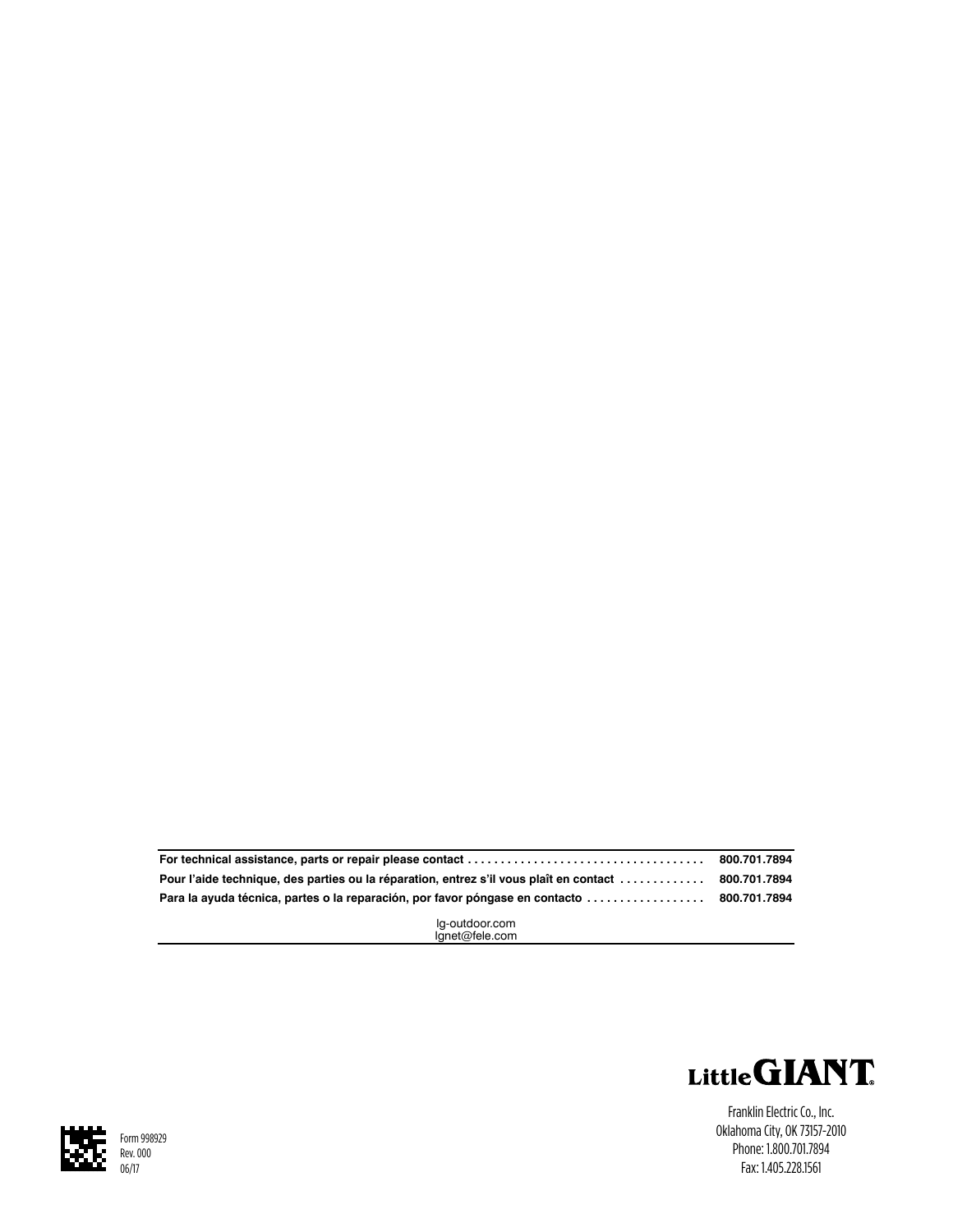| | |
|---|---|
| **For technical assistance, parts or repair please contact** | **800.701.7894** |
| **Pour l'aide technique, des parties ou la réparation, entrez s'il vous plaît en contact** | **800.701.7894** |
| **Para la ayuda técnica, partes o la reparación, por favor póngase en contacto** | **800.701.7894** |

lg-outdoor.com
lgnet@fele.com

Little GIANT®

Franklin Electric Co., Inc.
Oklahoma City, OK 73157-2010
Phone: 1.800.701.7894
Fax: 1.405.228.1561

Form 998929
Rev. 000
06/17